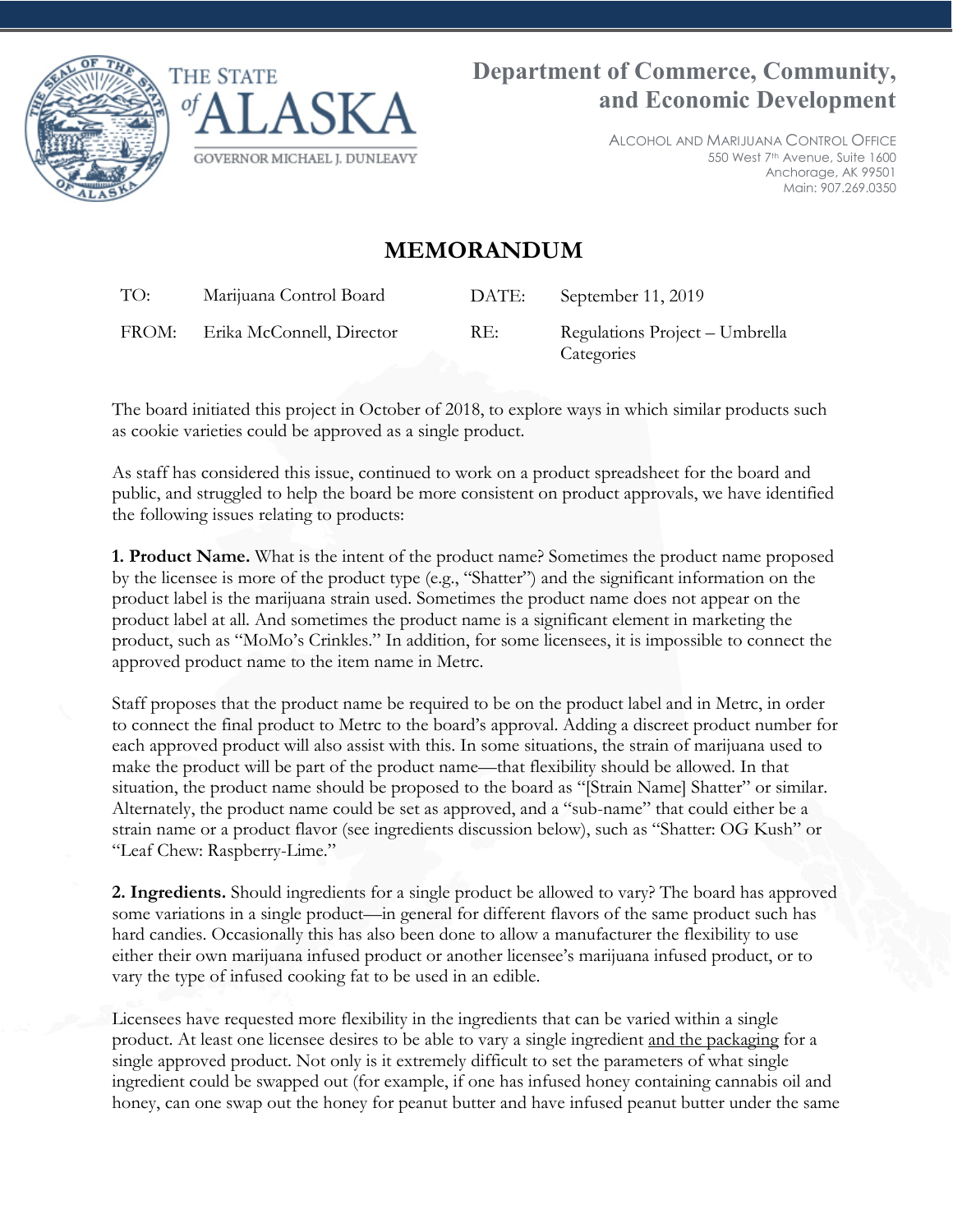# Department of Commerce, Community, and Economic Development

THE STATE of ALASKA

GOVERNOR MICHAEL J. DUNLEAVY

ALCOHOL AND MARIJUANA CONTROL OFFICE
550 West 7th Avenue, Suite 1600
Anchorage, AK 99501
Main: 907.269.0350

## MEMORANDUM

| | | | |
|---|---|---|---|
| TO: | Marijuana Control Board | DATE: | September 11, 2019 |
| FROM: | Erika McConnell, Director | RE: | Regulations Project – Umbrella Categories |

The board initiated this project in October of 2018, to explore ways in which similar products such as cookie varieties could be approved as a single product.

As staff has considered this issue, continued to work on a product spreadsheet for the board and public, and struggled to help the board be more consistent on product approvals, we have identified the following issues relating to products:

**1. Product Name.** What is the intent of the product name? Sometimes the product name proposed by the licensee is more of the product type (e.g., "Shatter") and the significant information on the product label is the marijuana strain used. Sometimes the product name does not appear on the product label at all. And sometimes the product name is a significant element in marketing the product, such as "MoMo's Crinkles." In addition, for some licensees, it is impossible to connect the approved product name to the item name in Metrc.

Staff proposes that the product name be required to be on the product label and in Metrc, in order to connect the final product to Metrc to the board's approval. Adding a discreet product number for each approved product will also assist with this. In some situations, the strain of marijuana used to make the product will be part of the product name—that flexibility should be allowed. In that situation, the product name should be proposed to the board as "[Strain Name] Shatter" or similar. Alternately, the product name could be set as approved, and a "sub-name" that could either be a strain name or a product flavor (see ingredients discussion below), such as "Shatter: OG Kush" or "Leaf Chew: Raspberry-Lime."

**2. Ingredients.** Should ingredients for a single product be allowed to vary? The board has approved some variations in a single product—in general for different flavors of the same product such has hard candies. Occasionally this has also been done to allow a manufacturer the flexibility to use either their own marijuana infused product or another licensee's marijuana infused product, or to vary the type of infused cooking fat to be used in an edible.

Licensees have requested more flexibility in the ingredients that can be varied within a single product. At least one licensee desires to be able to vary a single ingredient <u>and the packaging</u> for a single approved product. Not only is it extremely difficult to set the parameters of what single ingredient could be swapped out (for example, if one has infused honey containing cannabis oil and honey, can one swap out the honey for peanut butter and have infused peanut butter under the same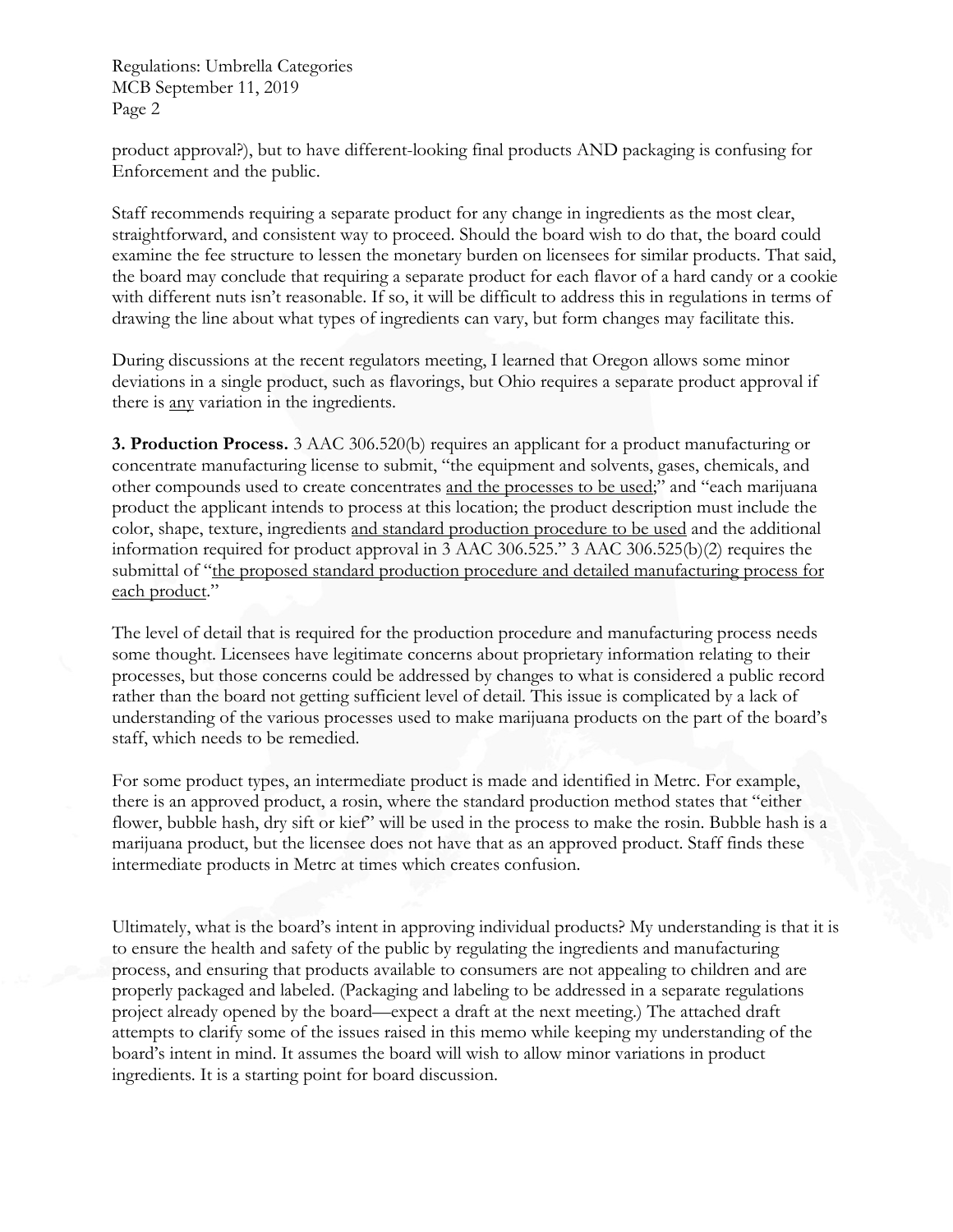product approval?), but to have different-looking final products AND packaging is confusing for Enforcement and the public.

Staff recommends requiring a separate product for any change in ingredients as the most clear, straightforward, and consistent way to proceed. Should the board wish to do that, the board could examine the fee structure to lessen the monetary burden on licensees for similar products. That said, the board may conclude that requiring a separate product for each flavor of a hard candy or a cookie with different nuts isn't reasonable. If so, it will be difficult to address this in regulations in terms of drawing the line about what types of ingredients can vary, but form changes may facilitate this.

During discussions at the recent regulators meeting, I learned that Oregon allows some minor deviations in a single product, such as flavorings, but Ohio requires a separate product approval if there is <u>any</u> variation in the ingredients.

**3. Production Process.** 3 AAC 306.520(b) requires an applicant for a product manufacturing or concentrate manufacturing license to submit, "the equipment and solvents, gases, chemicals, and other compounds used to create concentrates <u>and the processes to be used</u>;" and "each marijuana product the applicant intends to process at this location; the product description must include the color, shape, texture, ingredients <u>and standard production procedure to be used</u> and the additional information required for product approval in 3 AAC 306.525." 3 AAC 306.525(b)(2) requires the submittal of "<u>the proposed standard production procedure and detailed manufacturing process for each product</u>."

The level of detail that is required for the production procedure and manufacturing process needs some thought. Licensees have legitimate concerns about proprietary information relating to their processes, but those concerns could be addressed by changes to what is considered a public record rather than the board not getting sufficient level of detail. This issue is complicated by a lack of understanding of the various processes used to make marijuana products on the part of the board's staff, which needs to be remedied.

For some product types, an intermediate product is made and identified in Metrc. For example, there is an approved product, a rosin, where the standard production method states that "either flower, bubble hash, dry sift or kief" will be used in the process to make the rosin. Bubble hash is a marijuana product, but the licensee does not have that as an approved product. Staff finds these intermediate products in Metrc at times which creates confusion.

Ultimately, what is the board's intent in approving individual products? My understanding is that it is to ensure the health and safety of the public by regulating the ingredients and manufacturing process, and ensuring that products available to consumers are not appealing to children and are properly packaged and labeled. (Packaging and labeling to be addressed in a separate regulations project already opened by the board—expect a draft at the next meeting.) The attached draft attempts to clarify some of the issues raised in this memo while keeping my understanding of the board's intent in mind. It assumes the board will wish to allow minor variations in product ingredients. It is a starting point for board discussion.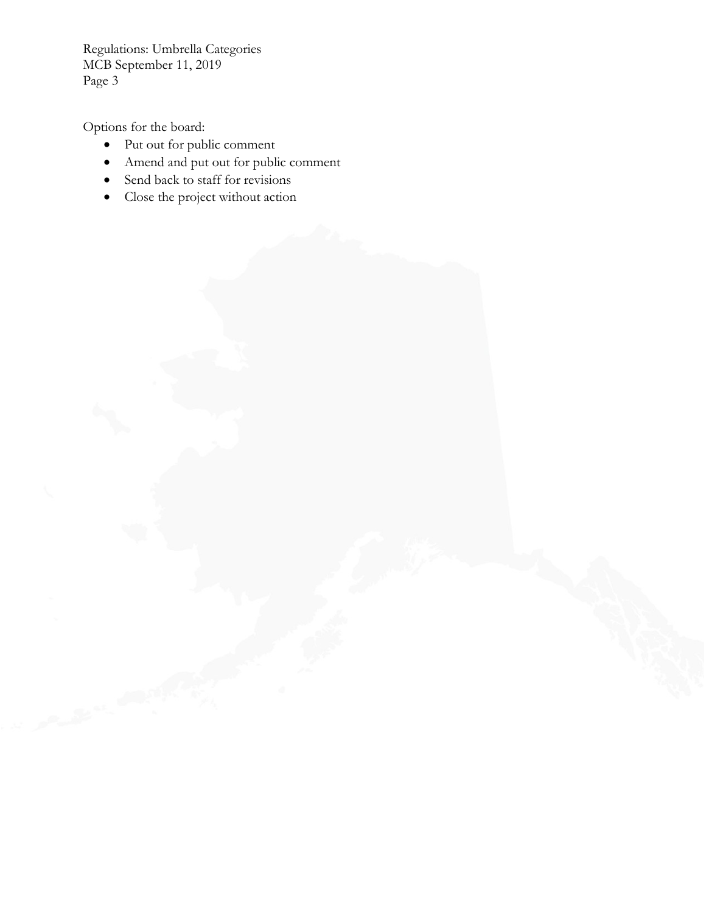Options for the board:

- Put out for public comment
- Amend and put out for public comment
- Send back to staff for revisions
- Close the project without action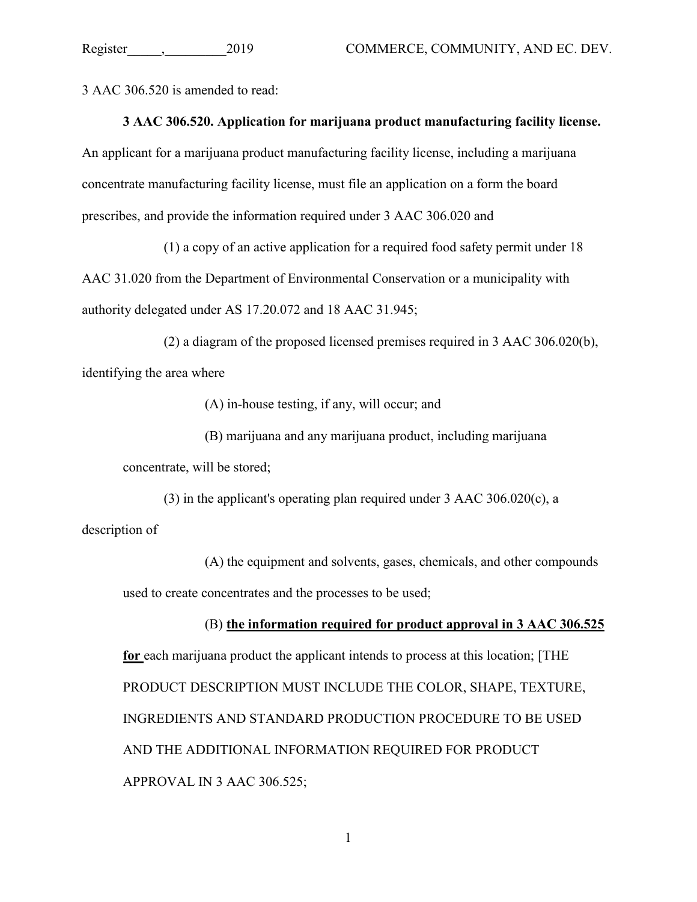3 AAC 306.520 is amended to read:

**3 AAC 306.520. Application for marijuana product manufacturing facility license.** An applicant for a marijuana product manufacturing facility license, including a marijuana concentrate manufacturing facility license, must file an application on a form the board prescribes, and provide the information required under 3 AAC 306.020 and

(1) a copy of an active application for a required food safety permit under 18 AAC 31.020 from the Department of Environmental Conservation or a municipality with authority delegated under AS 17.20.072 and 18 AAC 31.945;

(2) a diagram of the proposed licensed premises required in 3 AAC 306.020(b), identifying the area where

(A) in-house testing, if any, will occur; and

(B) marijuana and any marijuana product, including marijuana concentrate, will be stored;

(3) in the applicant's operating plan required under 3 AAC 306.020(c), a description of

(A) the equipment and solvents, gases, chemicals, and other compounds used to create concentrates and the processes to be used;

(B) <u>**the information required for product approval in 3 AAC 306.525 for**</u> each marijuana product the applicant intends to process at this location; [THE PRODUCT DESCRIPTION MUST INCLUDE THE COLOR, SHAPE, TEXTURE, INGREDIENTS AND STANDARD PRODUCTION PROCEDURE TO BE USED AND THE ADDITIONAL INFORMATION REQUIRED FOR PRODUCT APPROVAL IN 3 AAC 306.525;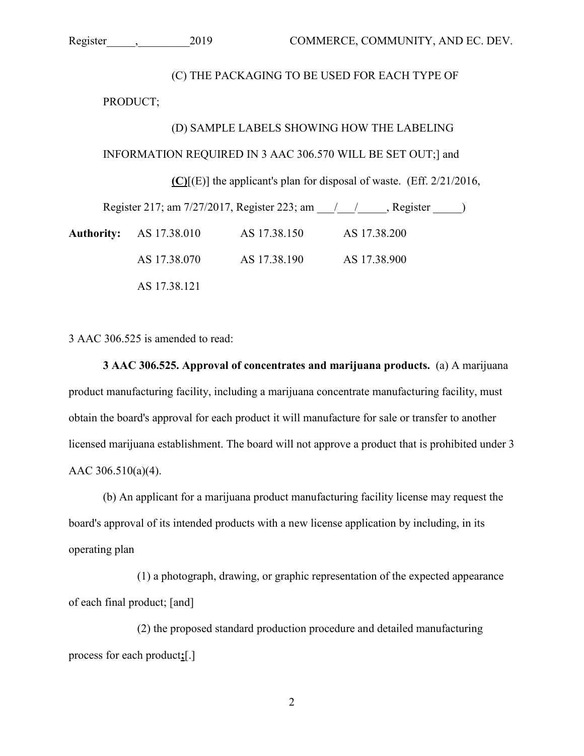(C) THE PACKAGING TO BE USED FOR EACH TYPE OF PRODUCT;

(D) SAMPLE LABELS SHOWING HOW THE LABELING INFORMATION REQUIRED IN 3 AAC 306.570 WILL BE SET OUT;] and

**(C)**[(E)] the applicant's plan for disposal of waste. (Eff. 2/21/2016, Register 217; am 7/27/2017, Register 223; am \_\_\_/\_\_\_/\_\_\_\_\_, Register \_\_\_\_\_)

**Authority:** AS 17.38.010 AS 17.38.150 AS 17.38.200

AS 17.38.070 AS 17.38.190 AS 17.38.900

AS 17.38.121

3 AAC 306.525 is amended to read:

**3 AAC 306.525. Approval of concentrates and marijuana products.** (a) A marijuana product manufacturing facility, including a marijuana concentrate manufacturing facility, must obtain the board's approval for each product it will manufacture for sale or transfer to another licensed marijuana establishment. The board will not approve a product that is prohibited under 3 AAC 306.510(a)(4).

(b) An applicant for a marijuana product manufacturing facility license may request the board's approval of its intended products with a new license application by including, in its operating plan

(1) a photograph, drawing, or graphic representation of the expected appearance of each final product; [and]

(2) the proposed standard production procedure and detailed manufacturing process for each product**;**[.]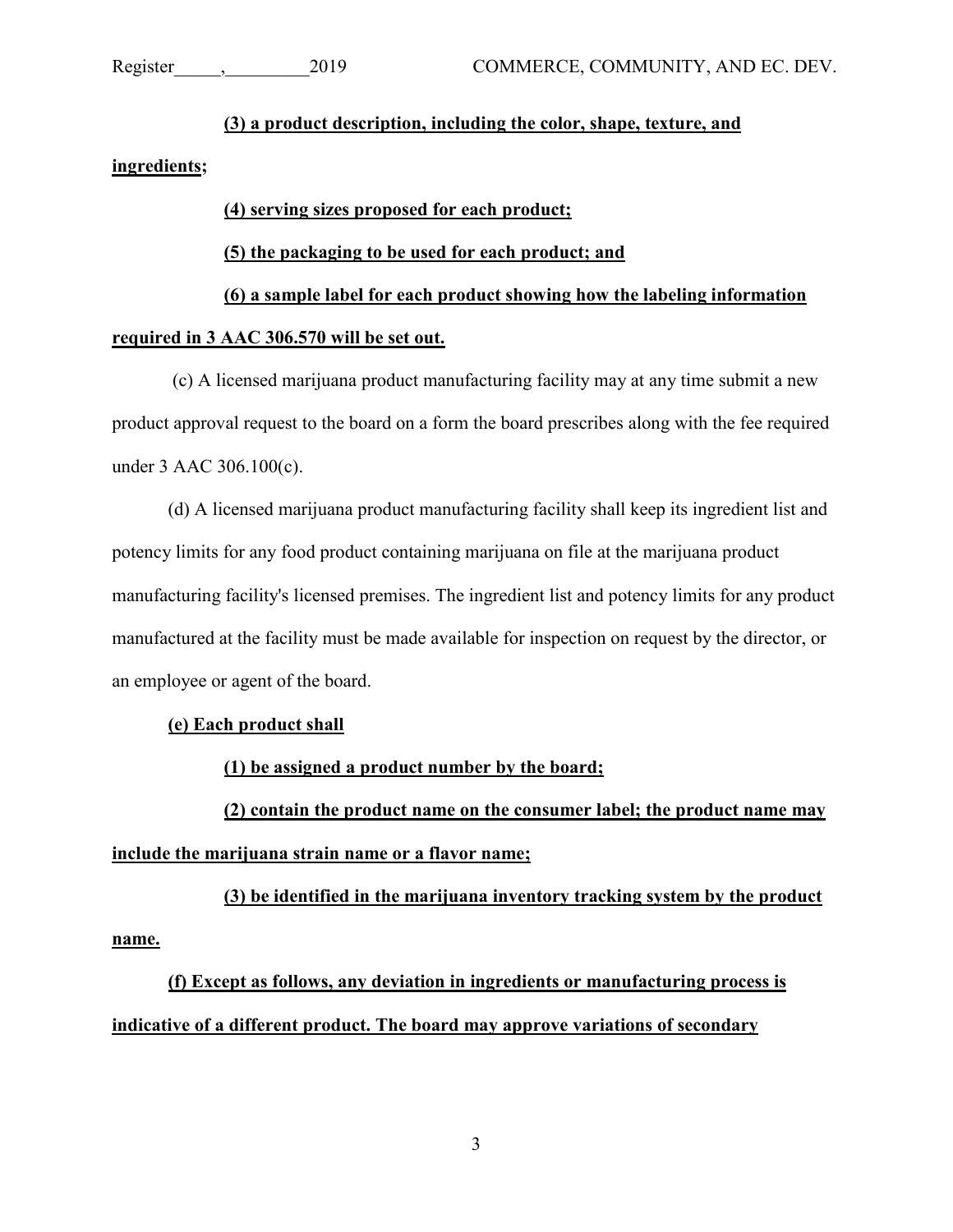**(3) a product description, including the color, shape, texture, and ingredients;**

**(4) serving sizes proposed for each product;**

**(5) the packaging to be used for each product; and**

**(6) a sample label for each product showing how the labeling information required in 3 AAC 306.570 will be set out.**

(c) A licensed marijuana product manufacturing facility may at any time submit a new product approval request to the board on a form the board prescribes along with the fee required under 3 AAC 306.100(c).

(d) A licensed marijuana product manufacturing facility shall keep its ingredient list and potency limits for any food product containing marijuana on file at the marijuana product manufacturing facility's licensed premises. The ingredient list and potency limits for any product manufactured at the facility must be made available for inspection on request by the director, or an employee or agent of the board.

**(e) Each product shall**

**(1) be assigned a product number by the board;**

**(2) contain the product name on the consumer label; the product name may include the marijuana strain name or a flavor name;**

**(3) be identified in the marijuana inventory tracking system by the product name.**

**(f) Except as follows, any deviation in ingredients or manufacturing process is indicative of a different product. The board may approve variations of secondary**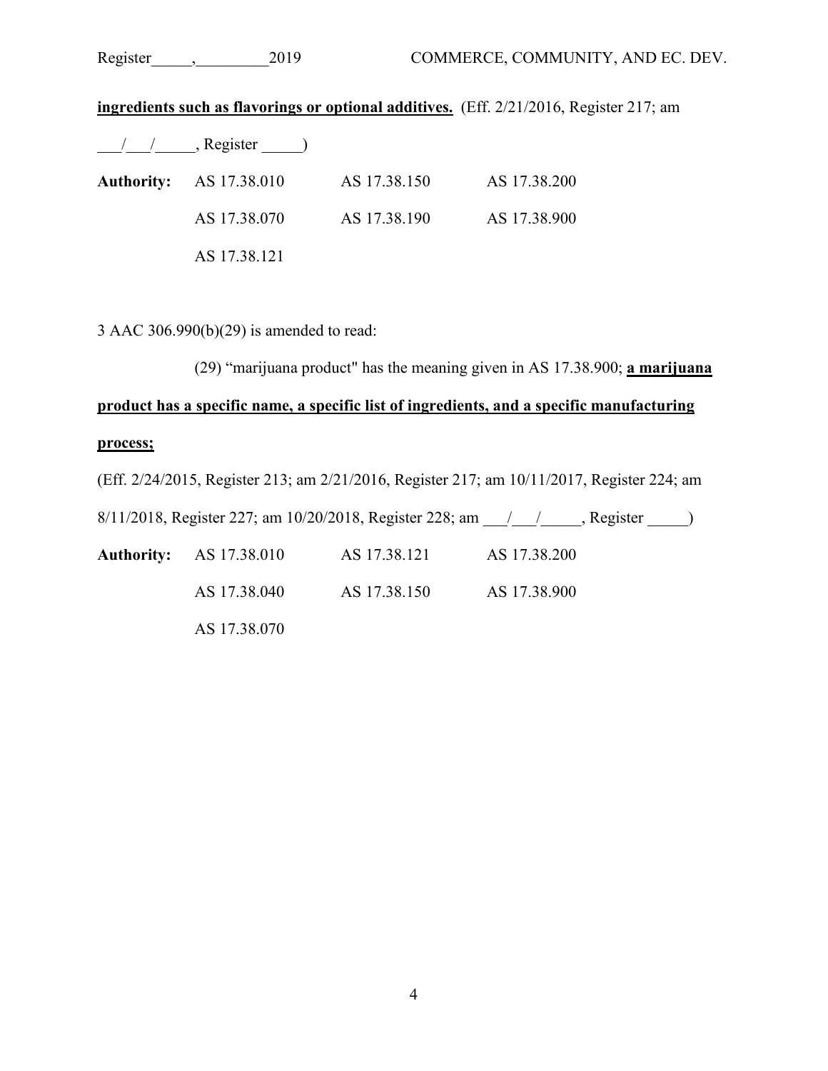**ingredients such as flavorings or optional additives.** (Eff. 2/21/2016, Register 217; am ___/___/_____, Register _____)

| | | | |
|---|---|---|---|
| **Authority:** | AS 17.38.010 | AS 17.38.150 | AS 17.38.200 |
| | AS 17.38.070 | AS 17.38.190 | AS 17.38.900 |
| | AS 17.38.121 | | |

3 AAC 306.990(b)(29) is amended to read:

(29) "marijuana product" has the meaning given in AS 17.38.900; **a marijuana product has a specific name, a specific list of ingredients, and a specific manufacturing process;**

(Eff. 2/24/2015, Register 213; am 2/21/2016, Register 217; am 10/11/2017, Register 224; am 8/11/2018, Register 227; am 10/20/2018, Register 228; am ___/___/_____, Register _____)

| | | | |
|---|---|---|---|
| **Authority:** | AS 17.38.010 | AS 17.38.121 | AS 17.38.200 |
| | AS 17.38.040 | AS 17.38.150 | AS 17.38.900 |
| | AS 17.38.070 | | |